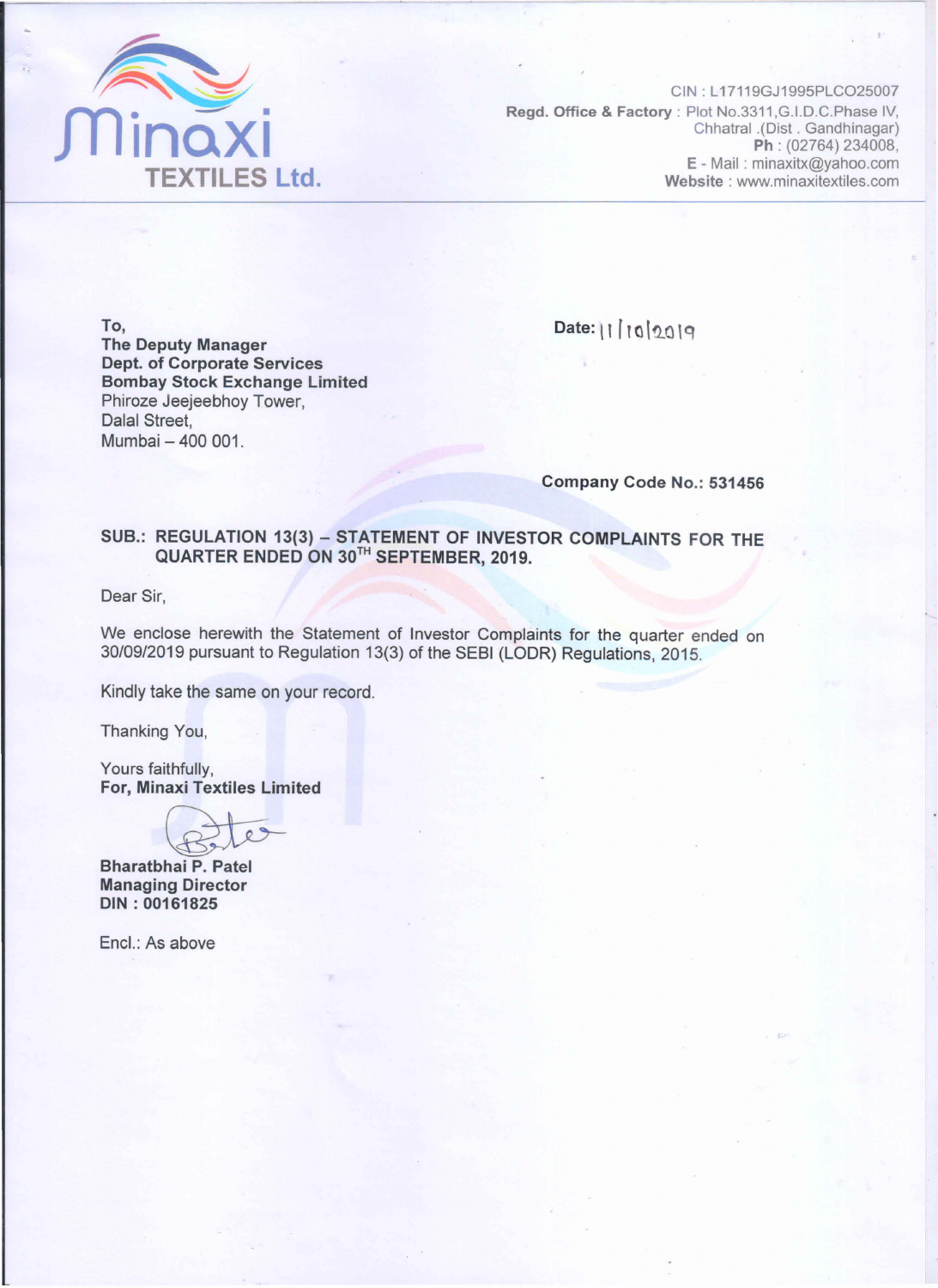**Minaxi TEXTILES Ltd.**

CIN : L17119GJ1995PLCO25007
**Regd. Office & Factory** : Plot No.3311,G.I.D.C.Phase IV,
Chhatral .(Dist . Gandhinagar)
**Ph** : (02764) 234008,
**E** - Mail : minaxitx@yahoo.com
**Website** : www.minaxitextiles.com

To,
**The Deputy Manager**
**Dept. of Corporate Services**
**Bombay Stock Exchange Limited**
Phiroze Jeejeebhoy Tower,
Dalal Street,
Mumbai – 400 001.

**Date:** 11/10/2019

**Company Code No.: 531456**

**SUB.: REGULATION 13(3) – STATEMENT OF INVESTOR COMPLAINTS FOR THE QUARTER ENDED ON 30TH SEPTEMBER, 2019.**

Dear Sir,

We enclose herewith the Statement of Investor Complaints for the quarter ended on 30/09/2019 pursuant to Regulation 13(3) of the SEBI (LODR) Regulations, 2015.

Kindly take the same on your record.

Thanking You,

Yours faithfully,
**For, Minaxi Textiles Limited**

**Bharatbhai P. Patel**
**Managing Director**
**DIN : 00161825**

Encl.: As above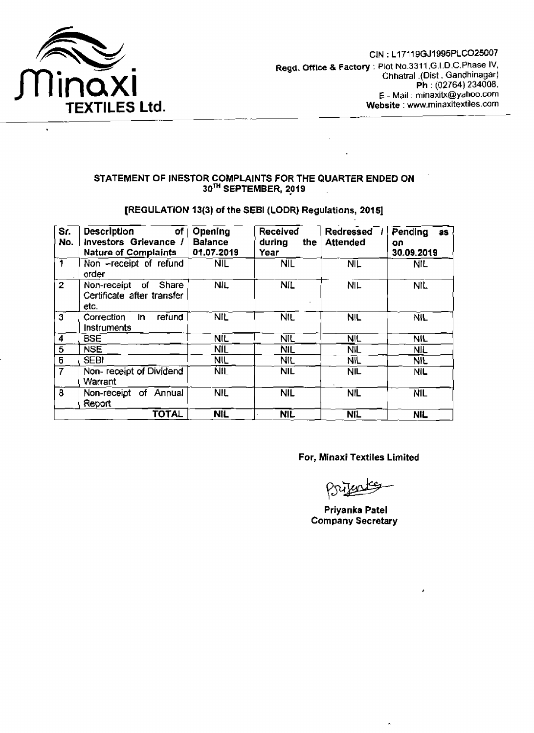**Minaxi TEXTILES Ltd.**

CIN : L17119GJ1995PLCO25007
**Regd. Office & Factory** : Plot No.3311,G.I.D.C.Phase IV, Chhatral .(Dist . Gandhinagar)
**Ph** : (02764) 234008.
E - Mail : minaxitx@yahoo.com
**Website** : www.minaxitextiles.com

## STATEMENT OF INESTOR COMPLAINTS FOR THE QUARTER ENDED ON 30TH SEPTEMBER, 2019

**[REGULATION 13(3) of the SEBI (LODR) Regulations, 2015]**

| Sr. No. | Description of Investors Grievance / Nature of Complaints | Opening Balance 01.07.2019 | Received during the Year | Redressed / Attended | Pending as on 30.09.2019 |
|---|---|---|---|---|---|
| 1 | Non –receipt of refund order | NIL | NIL | NIL | NIL |
| 2 | Non-receipt of Share Certificate after transfer etc. | NIL | NIL | NIL | NIL |
| 3 | Correction in refund Instruments | NIL | NIL | NIL | NIL |
| 4 | BSE | NIL | NIL | NIL | NIL |
| 5 | NSE | NIL | NIL | NIL | NIL |
| 6 | SEBI | NIL | NIL | NIL | NIL |
| 7 | Non- receipt of Dividend Warrant | NIL | NIL | NIL | NIL |
| 8 | Non-receipt of Annual Report | NIL | NIL | NIL | NIL |
| | **TOTAL** | **NIL** | **NIL** | **NIL** | **NIL** |

**For, Minaxi Textiles Limited**

**Priyanka Patel**
**Company Secretary**